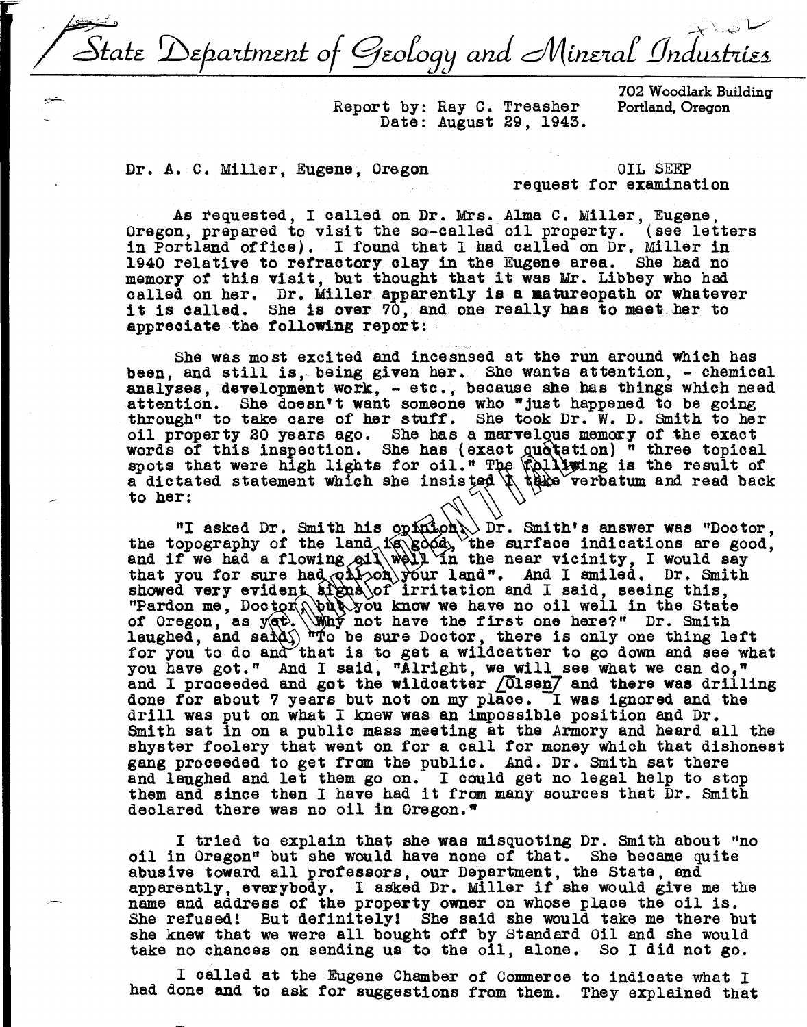# State Department of Geology and Mineral Industries

702 Woodlark Building
Portland, Oregon

Report by: Ray C. Treasher
Date: August 29, 1943.

Dr. A. C. Miller, Eugene, Oregon

OIL SEEP
request for examination

As requested, I called on Dr. Mrs. Alma C. Miller, Eugene, Oregon, prepared to visit the so-called oil property. (see letters in Portland office). I found that I had called on Dr. Miller in 1940 relative to refractory clay in the Eugene area. She had no memory of this visit, but thought that it was Mr. Libbey who had called on her. Dr. Miller apparently is a matureopath or whatever it is called. She is over 70, and one really has to meet her to appreciate the following report:

She was most excited and incesnsed at the run around which has been, and still is, being given her. She wants attention, - chemical analyses, development work, - etc., because she has things which need attention. She doesn't want someone who "just happened to be going through" to take care of her stuff. She took Dr. W. D. Smith to her oil property 20 years ago. She has a marvelous memory of the exact words of this inspection. She has (exact quotation) " three topical spots that were high lights for oil." The following is the result of a dictated statement which she insisted I take verbatum and read back to her:

"I asked Dr. Smith his opinion. Dr. Smith's answer was "Doctor, the topography of the land is good, the surface indications are good, and if we had a flowing oil well in the near vicinity, I would say that you for sure had oil on your land". And I smiled. Dr. Smith showed very evident signs of irritation and I said, seeing this, "Pardon me, Doctor, but you know we have no oil well in the State of Oregon, as yet. Why not have the first one here?" Dr. Smith laughed, and said, "To be sure Doctor, there is only one thing left for you to do and that is to get a wildcatter to go down and see what you have got." And I said, "Alright, we will see what we can do," and I proceeded and got the wildcatter [Olsen] and there was drilling done for about 7 years but not on my place. I was ignored and the drill was put on what I knew was an impossible position and Dr. Smith sat in on a public mass meeting at the Armory and heard all the shyster foolery that went on for a call for money which that dishonest gang proceeded to get from the public. And. Dr. Smith sat there and laughed and let them go on. I could get no legal help to stop them and since then I have had it from many sources that Dr. Smith declared there was no oil in Oregon."

I tried to explain that she was misquoting Dr. Smith about "no oil in Oregon" but she would have none of that. She became quite abusive toward all professors, our Department, the State, and apparently, everybody. I asked Dr. Miller if she would give me the name and address of the property owner on whose place the oil is. She refused! But definitely! She said she would take me there but she knew that we were all bought off by Standard Oil and she would take no chances on sending us to the oil, alone. So I did not go.

I called at the Eugene Chamber of Commerce to indicate what I had done and to ask for suggestions from them. They explained that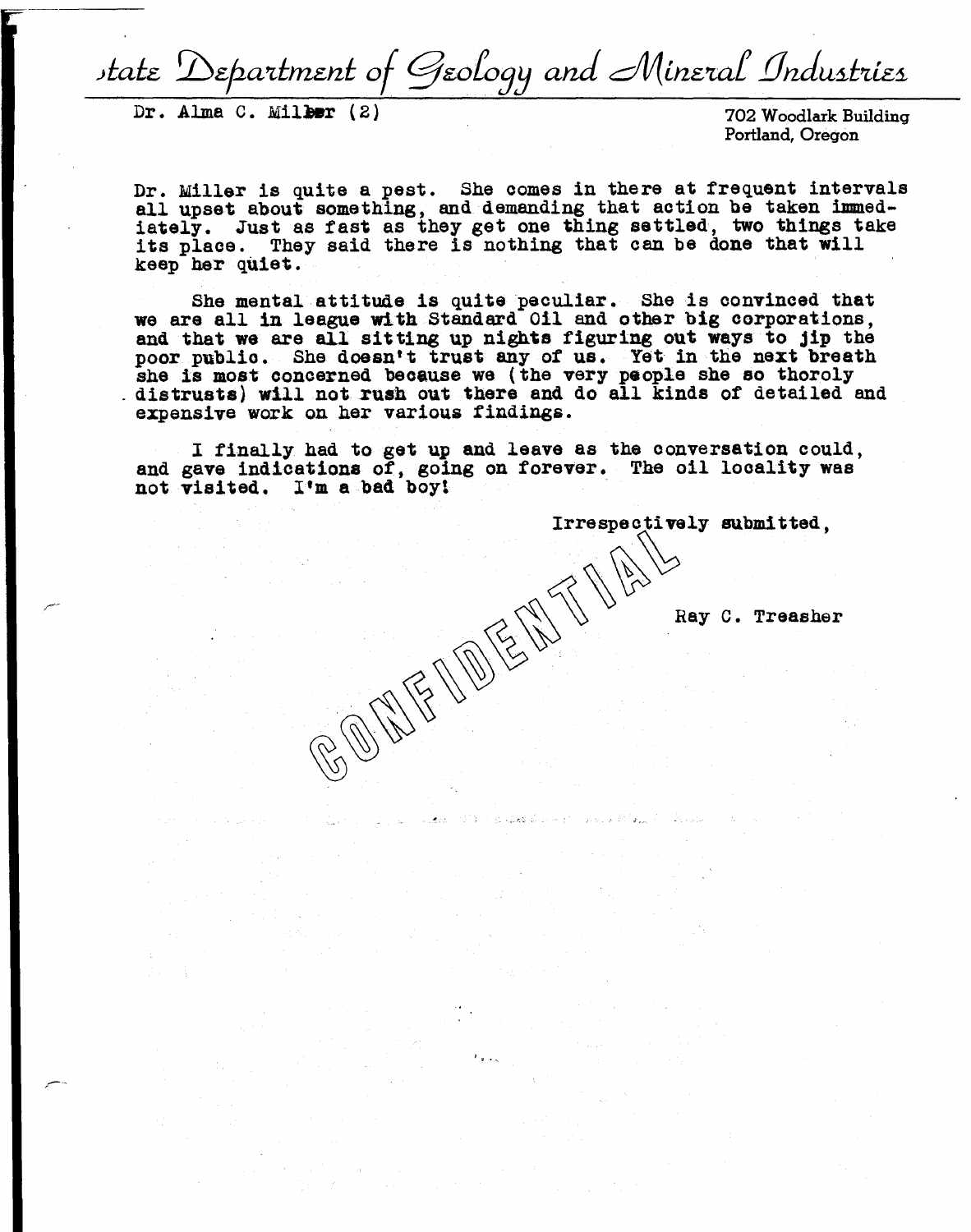State Department of Geology and Mineral Industries

Dr. Alma C. Miller (2)

702 Woodlark Building
Portland, Oregon

Dr. Miller is quite a pest. She comes in there at frequent intervals all upset about something, and demanding that action be taken immediately. Just as fast as they get one thing settled, two things take its place. They said there is nothing that can be done that will keep her quiet.

She mental attitude is quite peculiar. She is convinced that we are all in league with Standard Oil and other big corporations, and that we are all sitting up nights figuring out ways to jip the poor public. She doesn't trust any of us. Yet in the next breath she is most concerned because we (the very people she so thoroly distrusts) will not rush out there and do all kinds of detailed and expensive work on her various findings.

I finally had to get up and leave as the conversation could, and gave indications of, going on forever. The oil locality was not visited. I'm a bad boy!

Irrespectively submitted,

CONFIDENTIAL

Ray C. Treasher